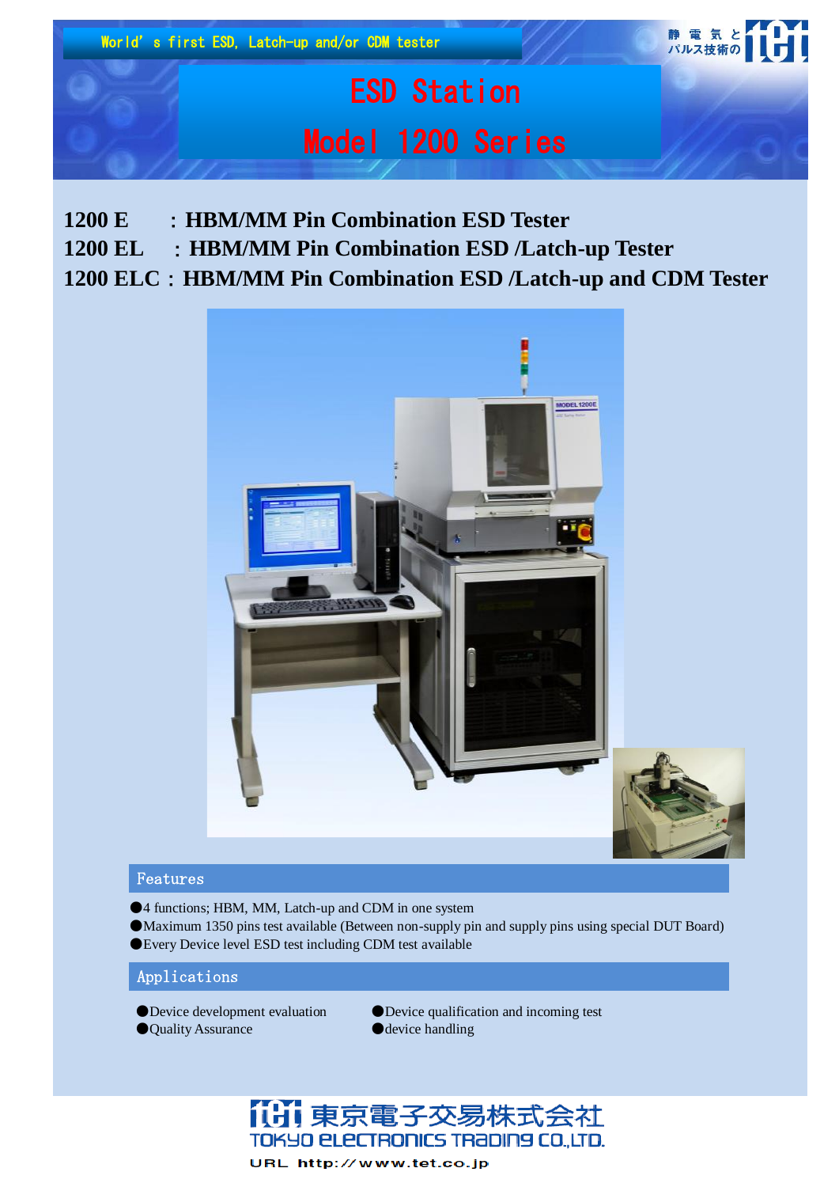World' s first ESD, Latch-up and/or CDM tester

静電気とパルス技術の

# ESD Station

# Model 1200 Series

**1200 E : HBM/MM Pin Combination ESD Tester**

**1200 EL : HBM/MM Pin Combination ESD /Latch-up Tester**

**1200 ELC : HBM/MM Pin Combination ESD /Latch-up and CDM Tester**

## Features

- 4 functions; HBM, MM, Latch-up and CDM in one system
- Maximum 1350 pins test available (Between non-supply pin and supply pins using special DUT Board)
- Every Device level ESD test including CDM test available

## Applications

- Device development evaluation
- Quality Assurance
- Device qualification and incoming test
- device handling

東京電子交易株式会社

TOKYO ELECTRONICS TRADING CO.,LTD.

URL http://www.tet.co.jp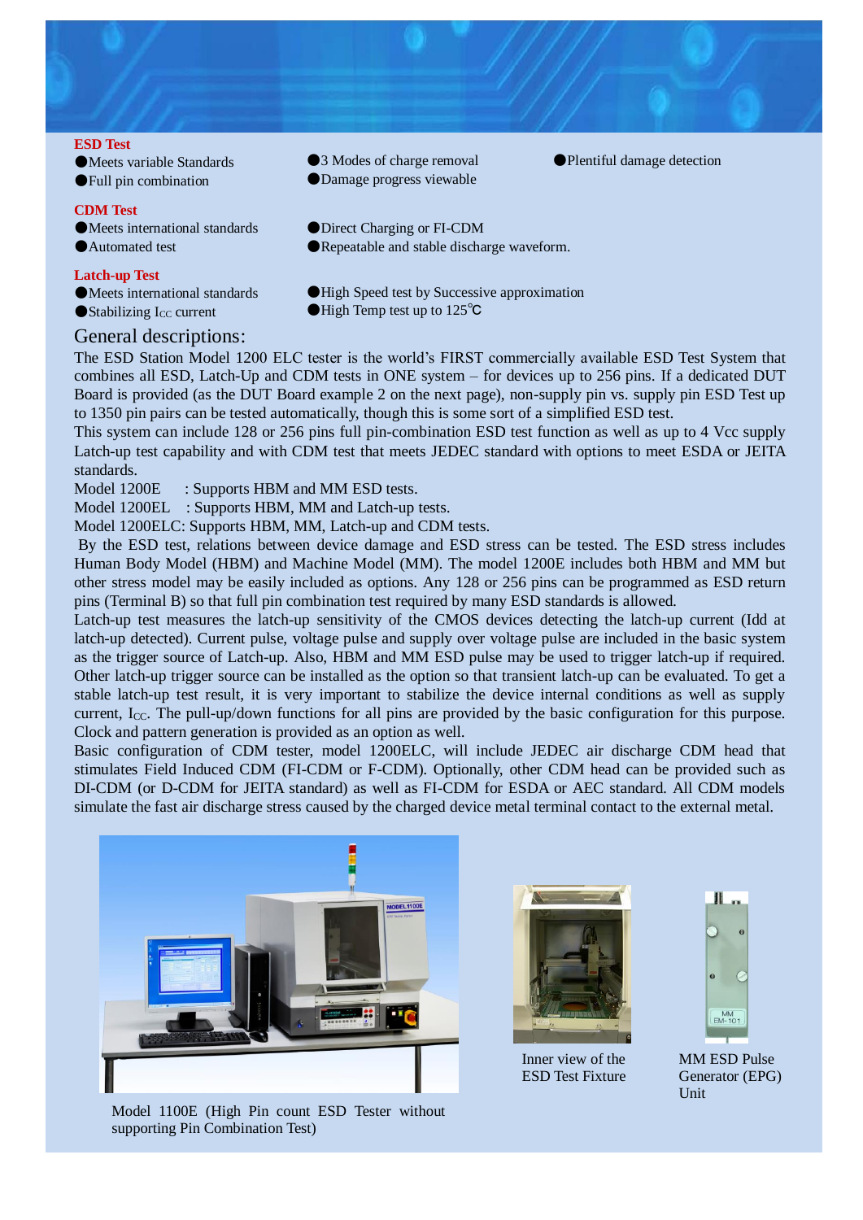## ESD Test

- ●Meets variable Standards
- ●Full pin combination
- ●3 Modes of charge removal
- ●Damage progress viewable
- ●Plentiful damage detection

## CDM Test

- ●Meets international standards
- ●Automated test
- ●Direct Charging or FI-CDM
- ●Repeatable and stable discharge waveform.

## Latch-up Test

- ●Meets international standards
- ●Stabilizing $I_{CC}$ current
- ●High Speed test by Successive approximation
- ●High Temp test up to 125℃

# General descriptions:

The ESD Station Model 1200 ELC tester is the world's FIRST commercially available ESD Test System that combines all ESD, Latch-Up and CDM tests in ONE system – for devices up to 256 pins. If a dedicated DUT Board is provided (as the DUT Board example 2 on the next page), non-supply pin vs. supply pin ESD Test up to 1350 pin pairs can be tested automatically, though this is some sort of a simplified ESD test.

This system can include 128 or 256 pins full pin-combination ESD test function as well as up to 4 Vcc supply Latch-up test capability and with CDM test that meets JEDEC standard with options to meet ESDA or JEITA standards.

Model 1200E : Supports HBM and MM ESD tests.
Model 1200EL : Supports HBM, MM and Latch-up tests.
Model 1200ELC: Supports HBM, MM, Latch-up and CDM tests.

By the ESD test, relations between device damage and ESD stress can be tested. The ESD stress includes Human Body Model (HBM) and Machine Model (MM). The model 1200E includes both HBM and MM but other stress model may be easily included as options. Any 128 or 256 pins can be programmed as ESD return pins (Terminal B) so that full pin combination test required by many ESD standards is allowed.

Latch-up test measures the latch-up sensitivity of the CMOS devices detecting the latch-up current (Idd at latch-up detected). Current pulse, voltage pulse and supply over voltage pulse are included in the basic system as the trigger source of Latch-up. Also, HBM and MM ESD pulse may be used to trigger latch-up if required. Other latch-up trigger source can be installed as the option so that transient latch-up can be evaluated. To get a stable latch-up test result, it is very important to stabilize the device internal conditions as well as supply current, $I_{CC}$. The pull-up/down functions for all pins are provided by the basic configuration for this purpose. Clock and pattern generation is provided as an option as well.

Basic configuration of CDM tester, model 1200ELC, will include JEDEC air discharge CDM head that stimulates Field Induced CDM (FI-CDM or F-CDM). Optionally, other CDM head can be provided such as DI-CDM (or D-CDM for JEITA standard) as well as FI-CDM for ESDA or AEC standard. All CDM models simulate the fast air discharge stress caused by the charged device metal terminal contact to the external metal.

Model 1100E (High Pin count ESD Tester without supporting Pin Combination Test)

Inner view of the ESD Test Fixture

MM ESD Pulse Generator (EPG) Unit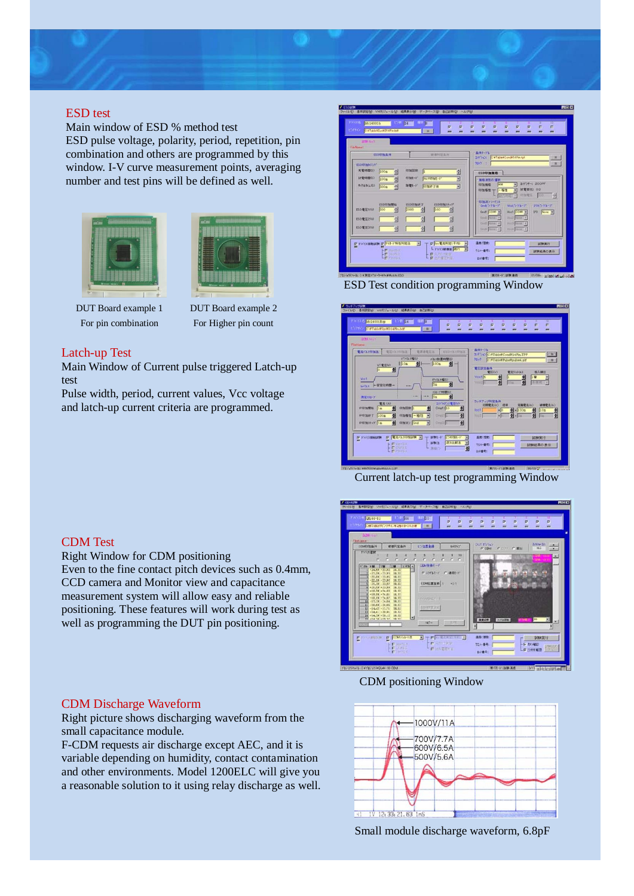## ESD test

Main window of ESD % method test
ESD pulse voltage, polarity, period, repetition, pin combination and others are programmed by this window. I-V curve measurement points, averaging number and test pins will be defined as well.

DUT Board example 1
For pin combination

DUT Board example 2
For Higher pin count

ESD Test condition programming Window

## Latch-up Test

Main Window of Current pulse triggered Latch-up test
Pulse width, period, current values, Vcc voltage and latch-up current criteria are programmed.

Current latch-up test programming Window

## CDM Test

Right Window for CDM positioning
Even to the fine contact pitch devices such as 0.4mm, CCD camera and Monitor view and capacitance measurement system will allow easy and reliable positioning. These features will work during test as well as programming the DUT pin positioning.

CDM positioning Window

## CDM Discharge Waveform

Right picture shows discharging waveform from the small capacitance module.
F-CDM requests air discharge except AEC, and it is variable depending on humidity, contact contamination and other environments. Model 1200ELC will give you a reasonable solution to it using relay discharge as well.

1000V/11A
700V/7.7A
600V/6.5A
500V/5.6A

Small module discharge waveform, 6.8pF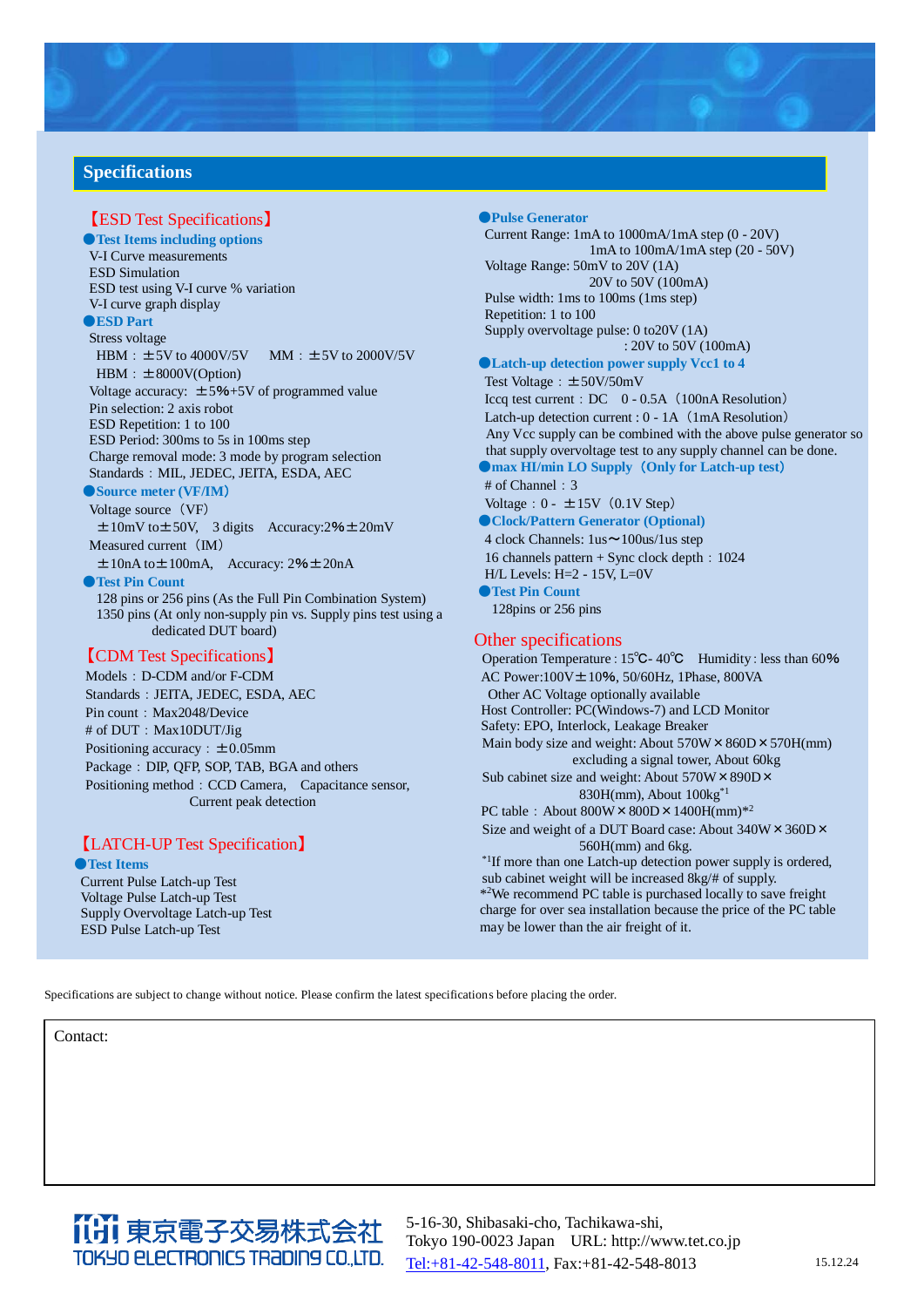## Specifications

### 【ESD Test Specifications】

**●Test Items including options**

V-I Curve measurements
ESD Simulation
ESD test using V-I curve % variation
V-I curve graph display

**●ESD Part**

Stress voltage
HBM：±5V to 4000V/5V　MM：±5V to 2000V/5V
HBM：±8000V(Option)
Voltage accuracy: ±5%+5V of programmed value
Pin selection: 2 axis robot
ESD Repetition: 1 to 100
ESD Period: 300ms to 5s in 100ms step
Charge removal mode: 3 mode by program selection
Standards：MIL, JEDEC, JEITA, ESDA, AEC

**●Source meter (VF/IM)**

Voltage source（VF）
±10mV to±50V,　3 digits　Accuracy:2%±20mV
Measured current（IM）
±10nA to±100mA,　Accuracy: 2%±20nA

**●Test Pin Count**

128 pins or 256 pins (As the Full Pin Combination System)
1350 pins (At only non-supply pin vs. Supply pins test using a dedicated DUT board)

### 【CDM Test Specifications】

Models：D-CDM and/or F-CDM
Standards：JEITA, JEDEC, ESDA, AEC
Pin count：Max2048/Device
# of DUT：Max10DUT/Jig
Positioning accuracy：±0.05mm
Package：DIP, QFP, SOP, TAB, BGA and others
Positioning method：CCD Camera,　Capacitance sensor, Current peak detection

### 【LATCH-UP Test Specification】

**●Test Items**

Current Pulse Latch-up Test
Voltage Pulse Latch-up Test
Supply Overvoltage Latch-up Test
ESD Pulse Latch-up Test

**●Pulse Generator**

Current Range: 1mA to 1000mA/1mA step (0 - 20V)
1mA to 100mA/1mA step (20 - 50V)
Voltage Range: 50mV to 20V (1A)
20V to 50V (100mA)
Pulse width: 1ms to 100ms (1ms step)
Repetition: 1 to 100
Supply overvoltage pulse: 0 to20V (1A)
: 20V to 50V (100mA)

**●Latch-up detection power supply Vcc1 to 4**

Test Voltage：±50V/50mV
Iccq test current：DC　0 - 0.5A（100nA Resolution）
Latch-up detection current : 0 - 1A（1mA Resolution）
Any Vcc supply can be combined with the above pulse generator so that supply overvoltage test to any supply channel can be done.

**●max HI/min LO Supply（Only for Latch-up test）**

# of Channel：3
Voltage：0 - ±15V（0.1V Step）

**●Clock/Pattern Generator (Optional)**

4 clock Channels: 1us～100us/1us step
16 channels pattern + Sync clock depth：1024
H/L Levels: H=2 - 15V, L=0V

**●Test Pin Count**

128pins or 256 pins

### Other specifications

Operation Temperature : 15℃- 40℃　Humidity : less than 60%
AC Power:100V±10%, 50/60Hz, 1Phase, 800VA
Other AC Voltage optionally available
Host Controller: PC(Windows-7) and LCD Monitor
Safety: EPO, Interlock, Leakage Breaker
Main body size and weight: About 570W×860D×570H(mm) excluding a signal tower, About 60kg
Sub cabinet size and weight: About 570W×890D×830H(mm), About 100kg*1
PC table：About 800W×800D×1400H(mm)*2
Size and weight of a DUT Board case: About 340W×360D×560H(mm) and 6kg.
*1If more than one Latch-up detection power supply is ordered, sub cabinet weight will be increased 8kg/# of supply.
*2We recommend PC table is purchased locally to save freight charge for over sea installation because the price of the PC table may be lower than the air freight of it.

Specifications are subject to change without notice. Please confirm the latest specifications before placing the order.

Contact:

東京電子交易株式会社
TOKYO ELECTRONICS TRADING CO.,LTD.

5-16-30, Shibasaki-cho, Tachikawa-shi,
Tokyo 190-0023 Japan　URL: http://www.tet.co.jp
Tel:+81-42-548-8011, Fax:+81-42-548-8013

15.12.24